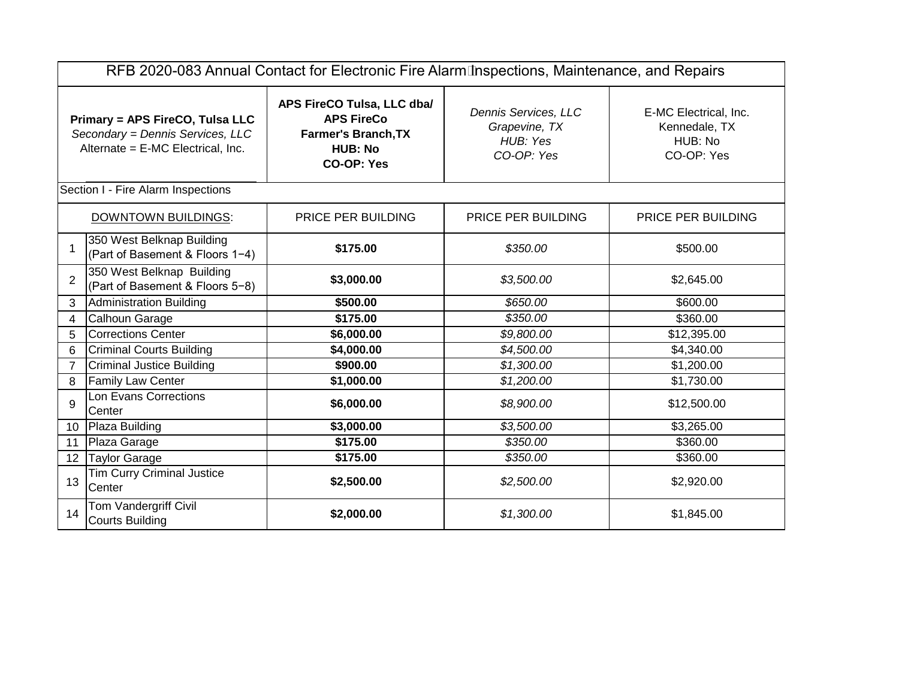# RFB 2020-083 Annual Contact for Electronic Fire Alarm Inspections, Maintenance, and Repairs

| | **Primary = APS FireCO, Tulsa LLC**<br>*Secondary = Dennis Services, LLC*<br>Alternate = E-MC Electrical, Inc. | **APS FireCO Tulsa, LLC dba/ APS FireCo**<br>**Farmer's Branch,TX**<br>**HUB: No**<br>**CO-OP: Yes** | *Dennis Services, LLC*<br>*Grapevine, TX*<br>*HUB: Yes*<br>*CO-OP: Yes* | E-MC Electrical, Inc.<br>Kennedale, TX<br>HUB: No<br>CO-OP: Yes |
|---|---|---|---|---|
| Section I - Fire Alarm Inspections | | | | |
| | DOWNTOWN BUILDINGS: | PRICE PER BUILDING | PRICE PER BUILDING | PRICE PER BUILDING |
| 1 | 350 West Belknap Building (Part of Basement & Floors 1−4) | **$175.00** | *$350.00* | $500.00 |
| 2 | 350 West Belknap Building (Part of Basement & Floors 5−8) | **$3,000.00** | *$3,500.00* | $2,645.00 |
| 3 | Administration Building | **$500.00** | *$650.00* | $600.00 |
| 4 | Calhoun Garage | **$175.00** | *$350.00* | $360.00 |
| 5 | Corrections Center | **$6,000.00** | *$9,800.00* | $12,395.00 |
| 6 | Criminal Courts Building | **$4,000.00** | *$4,500.00* | $4,340.00 |
| 7 | Criminal Justice Building | **$900.00** | *$1,300.00* | $1,200.00 |
| 8 | Family Law Center | **$1,000.00** | *$1,200.00* | $1,730.00 |
| 9 | Lon Evans Corrections Center | **$6,000.00** | *$8,900.00* | $12,500.00 |
| 10 | Plaza Building | **$3,000.00** | *$3,500.00* | $3,265.00 |
| 11 | Plaza Garage | **$175.00** | *$350.00* | $360.00 |
| 12 | Taylor Garage | **$175.00** | *$350.00* | $360.00 |
| 13 | Tim Curry Criminal Justice Center | **$2,500.00** | *$2,500.00* | $2,920.00 |
| 14 | Tom Vandergriff Civil Courts Building | **$2,000.00** | *$1,300.00* | $1,845.00 |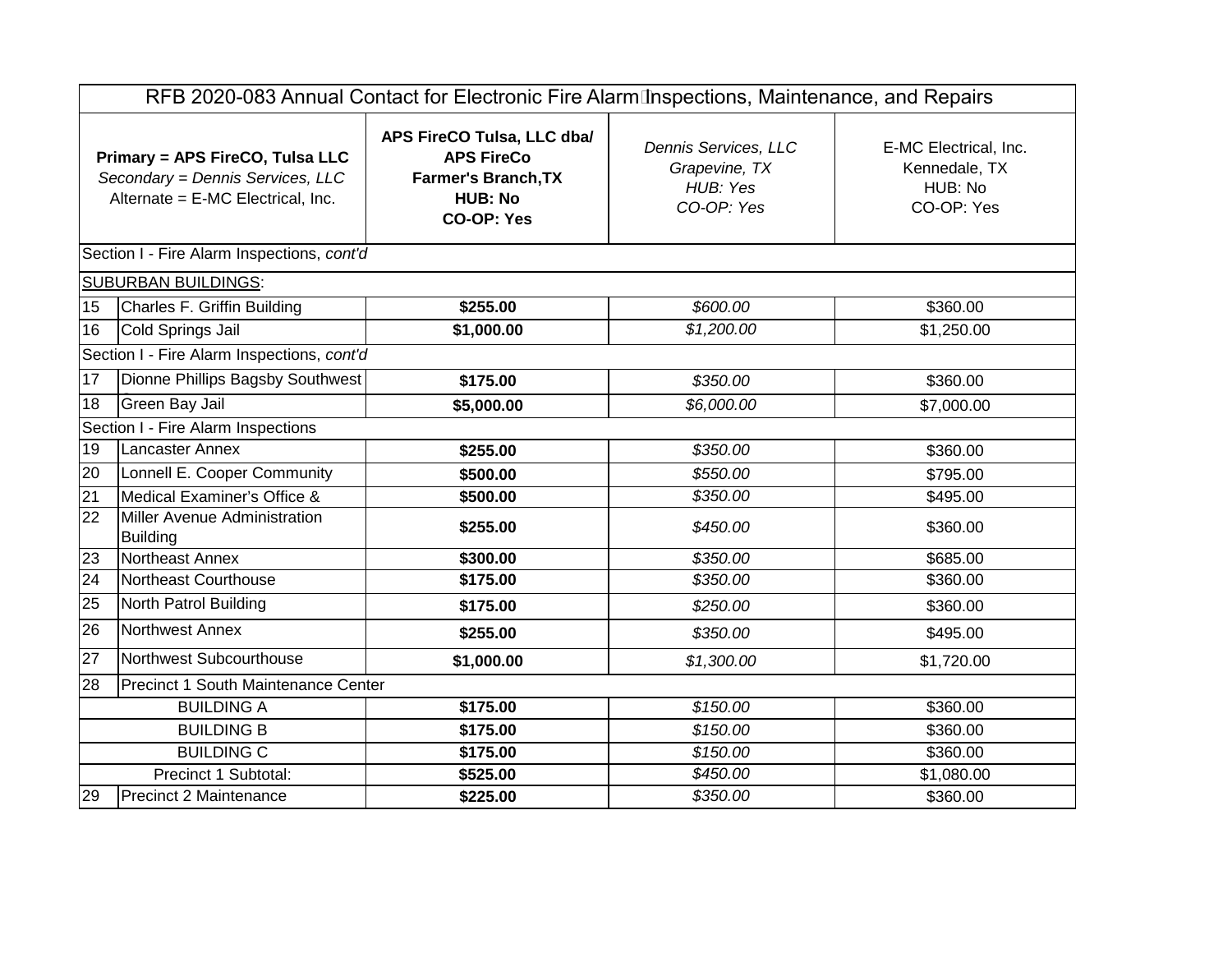| RFB 2020-083 Annual Contact for Electronic Fire Alarm Inspections, Maintenance, and Repairs | | | | |
|---|---|---|---|---|
| **Primary = APS FireCO, Tulsa LLC**<br>*Secondary = Dennis Services, LLC*<br>Alternate = E-MC Electrical, Inc. | | **APS FireCO Tulsa, LLC dba/ APS FireCo**<br>**Farmer's Branch,TX**<br>**HUB: No**<br>**CO-OP: Yes** | *Dennis Services, LLC*<br>*Grapevine, TX*<br>*HUB: Yes*<br>*CO-OP: Yes* | E-MC Electrical, Inc.<br>Kennedale, TX<br>HUB: No<br>CO-OP: Yes |
| Section I - Fire Alarm Inspections, *cont'd* | | | | |
| SUBURBAN BUILDINGS: | | | | |
| 15 | Charles F. Griffin Building | **$255.00** | *$600.00* | $360.00 |
| 16 | Cold Springs Jail | **$1,000.00** | *$1,200.00* | $1,250.00 |
| Section I - Fire Alarm Inspections, *cont'd* | | | | |
| 17 | Dionne Phillips Bagsby Southwest | **$175.00** | *$350.00* | $360.00 |
| 18 | Green Bay Jail | **$5,000.00** | *$6,000.00* | $7,000.00 |
| Section I - Fire Alarm Inspections | | | | |
| 19 | Lancaster Annex | **$255.00** | *$350.00* | $360.00 |
| 20 | Lonnell E. Cooper Community | **$500.00** | *$550.00* | $795.00 |
| 21 | Medical Examiner's Office & | **$500.00** | *$350.00* | $495.00 |
| 22 | Miller Avenue Administration Building | **$255.00** | *$450.00* | $360.00 |
| 23 | Northeast Annex | **$300.00** | *$350.00* | $685.00 |
| 24 | Northeast Courthouse | **$175.00** | *$350.00* | $360.00 |
| 25 | North Patrol Building | **$175.00** | *$250.00* | $360.00 |
| 26 | Northwest Annex | **$255.00** | *$350.00* | $495.00 |
| 27 | Northwest Subcourthouse | **$1,000.00** | *$1,300.00* | $1,720.00 |
| 28 | Precinct 1 South Maintenance Center | | | |
| BUILDING A | | **$175.00** | *$150.00* | $360.00 |
| BUILDING B | | **$175.00** | *$150.00* | $360.00 |
| BUILDING C | | **$175.00** | *$150.00* | $360.00 |
| Precinct 1 Subtotal: | | **$525.00** | *$450.00* | $1,080.00 |
| 29 | Precinct 2 Maintenance | **$225.00** | *$350.00* | $360.00 |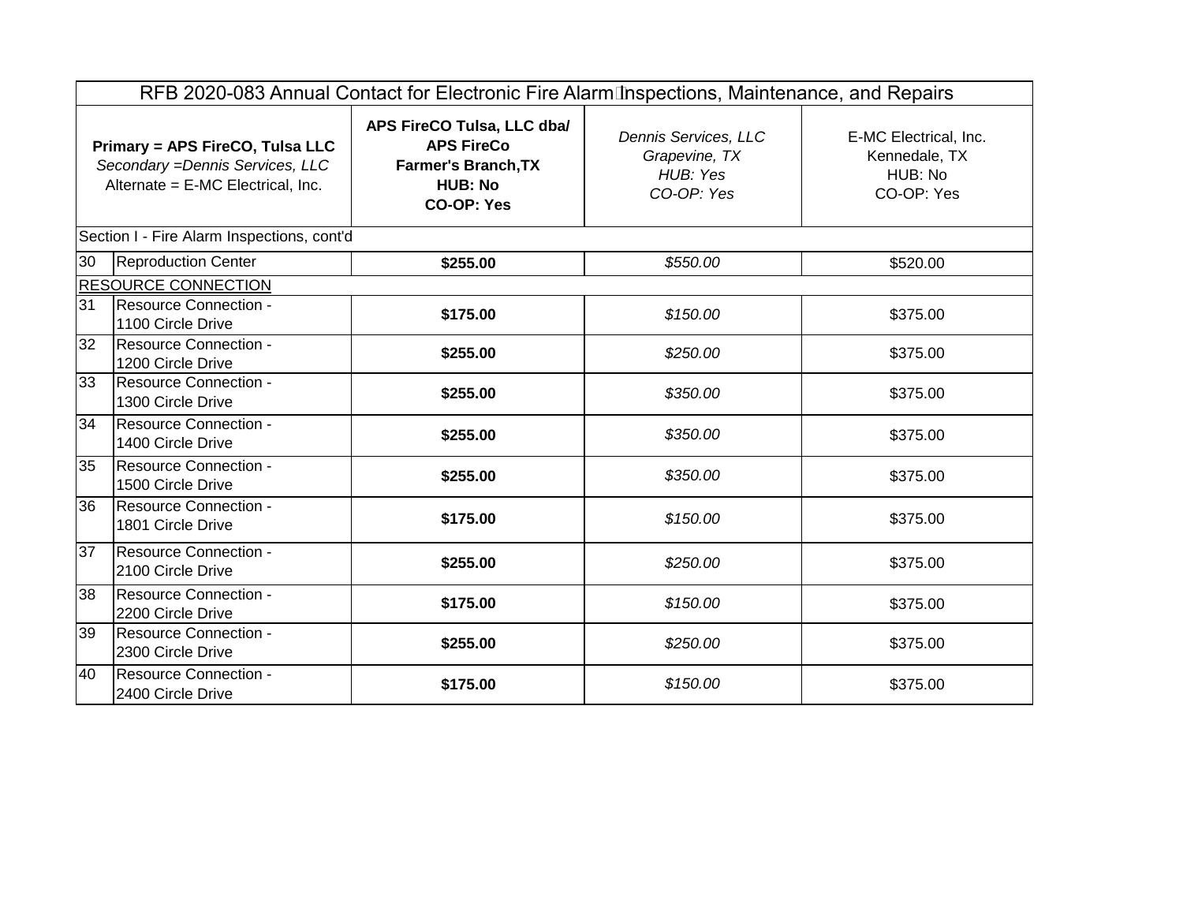| RFB 2020-083 Annual Contact for Electronic Fire Alarm Inspections, Maintenance, and Repairs | | | | |
|---|---|---|---|---|
| **Primary = APS FireCO, Tulsa LLC**<br>*Secondary =Dennis Services, LLC*<br>Alternate = E-MC Electrical, Inc. | | **APS FireCO Tulsa, LLC dba/ APS FireCo Farmer's Branch,TX HUB: No CO-OP: Yes** | *Dennis Services, LLC Grapevine, TX HUB: Yes CO-OP: Yes* | E-MC Electrical, Inc. Kennedale, TX HUB: No CO-OP: Yes |
| Section I - Fire Alarm Inspections, cont'd | | | | |
| 30 | Reproduction Center | **$255.00** | *$550.00* | $520.00 |
| RESOURCE CONNECTION | | | | |
| 31 | Resource Connection - 1100 Circle Drive | **$175.00** | *$150.00* | $375.00 |
| 32 | Resource Connection - 1200 Circle Drive | **$255.00** | *$250.00* | $375.00 |
| 33 | Resource Connection - 1300 Circle Drive | **$255.00** | *$350.00* | $375.00 |
| 34 | Resource Connection - 1400 Circle Drive | **$255.00** | *$350.00* | $375.00 |
| 35 | Resource Connection - 1500 Circle Drive | **$255.00** | *$350.00* | $375.00 |
| 36 | Resource Connection - 1801 Circle Drive | **$175.00** | *$150.00* | $375.00 |
| 37 | Resource Connection - 2100 Circle Drive | **$255.00** | *$250.00* | $375.00 |
| 38 | Resource Connection - 2200 Circle Drive | **$175.00** | *$150.00* | $375.00 |
| 39 | Resource Connection - 2300 Circle Drive | **$255.00** | *$250.00* | $375.00 |
| 40 | Resource Connection - 2400 Circle Drive | **$175.00** | *$150.00* | $375.00 |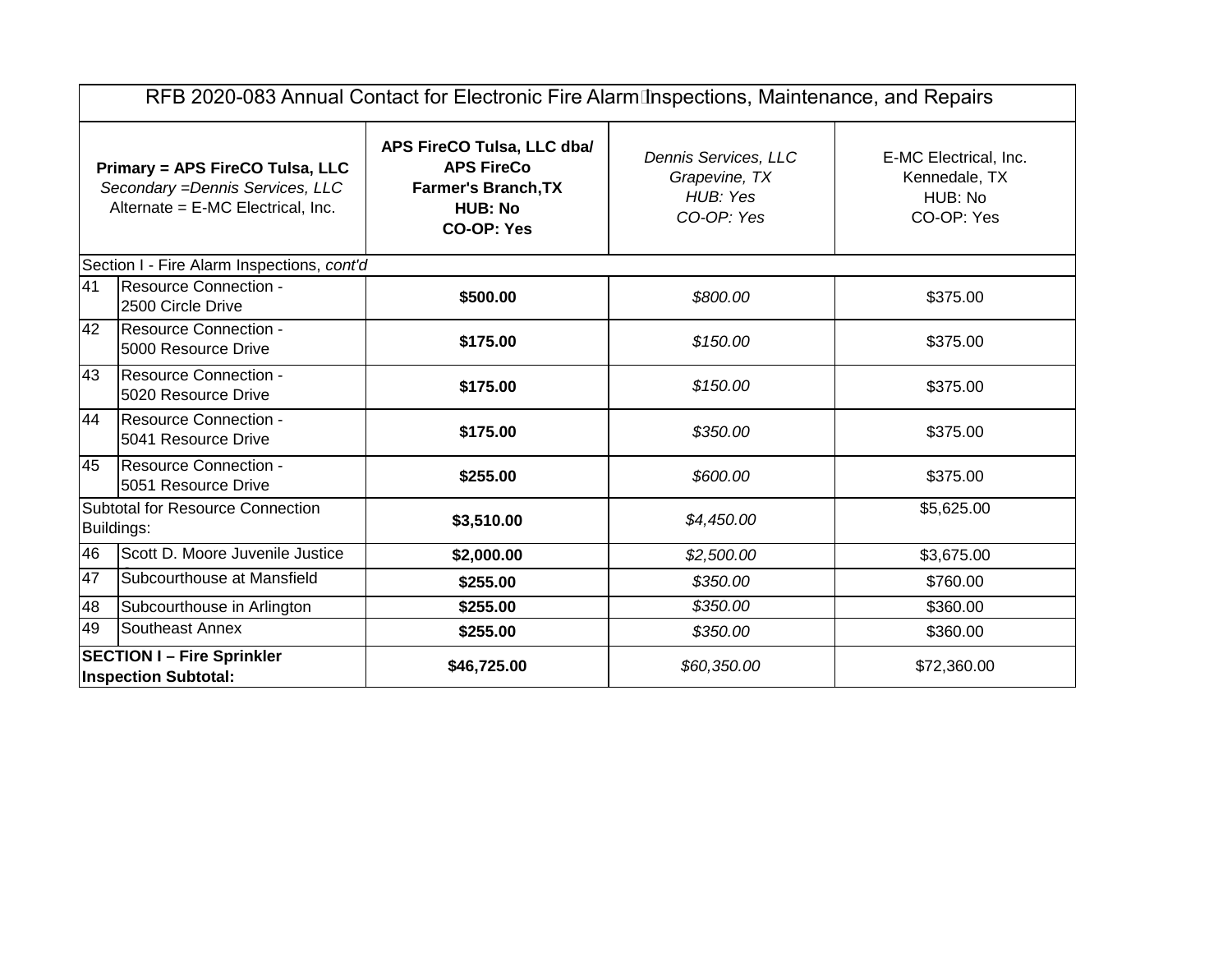| RFB 2020-083 Annual Contact for Electronic Fire Alarm Inspections, Maintenance, and Repairs | | | | |
|---|---|---|---|---|
| **Primary = APS FireCO Tulsa, LLC**<br>*Secondary =Dennis Services, LLC*<br>Alternate = E-MC Electrical, Inc. | | **APS FireCO Tulsa, LLC dba/ APS FireCo**<br>**Farmer's Branch,TX**<br>**HUB: No**<br>**CO-OP: Yes** | *Dennis Services, LLC*<br>*Grapevine, TX*<br>*HUB: Yes*<br>*CO-OP: Yes* | E-MC Electrical, Inc.<br>Kennedale, TX<br>HUB: No<br>CO-OP: Yes |
| Section I - Fire Alarm Inspections, *cont'd* | | | | |
| 41 | Resource Connection - 2500 Circle Drive | **$500.00** | *$800.00* | $375.00 |
| 42 | Resource Connection - 5000 Resource Drive | **$175.00** | *$150.00* | $375.00 |
| 43 | Resource Connection - 5020 Resource Drive | **$175.00** | *$150.00* | $375.00 |
| 44 | Resource Connection - 5041 Resource Drive | **$175.00** | *$350.00* | $375.00 |
| 45 | Resource Connection - 5051 Resource Drive | **$255.00** | *$600.00* | $375.00 |
| Subtotal for Resource Connection Buildings: | | **$3,510.00** | *$4,450.00* | $5,625.00 |
| 46 | Scott D. Moore Juvenile Justice | **$2,000.00** | *$2,500.00* | $3,675.00 |
| 47 | Subcourthouse at Mansfield | **$255.00** | *$350.00* | $760.00 |
| 48 | Subcourthouse in Arlington | **$255.00** | *$350.00* | $360.00 |
| 49 | Southeast Annex | **$255.00** | *$350.00* | $360.00 |
| **SECTION I – Fire Sprinkler Inspection Subtotal:** | | **$46,725.00** | *$60,350.00* | $72,360.00 |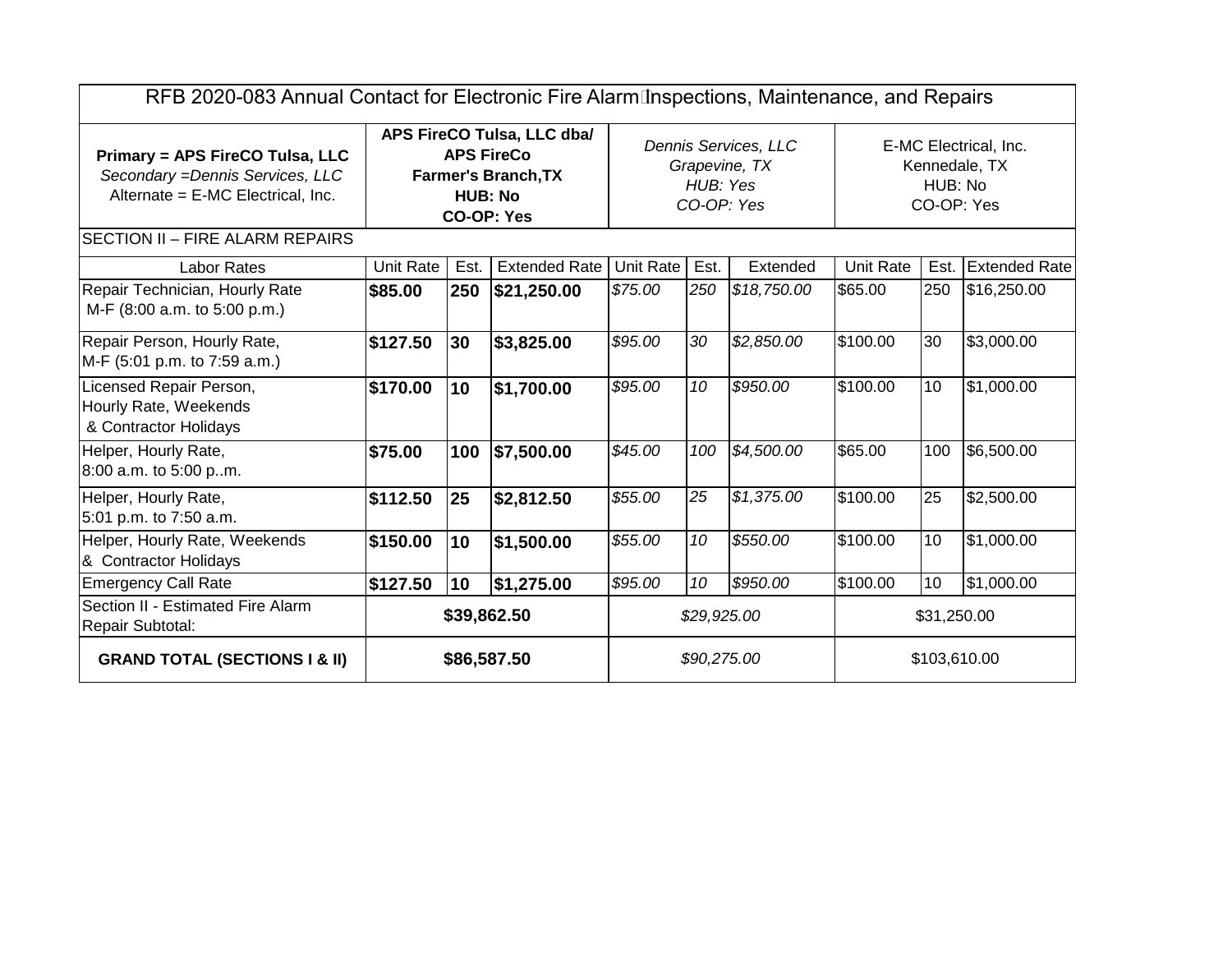| RFB 2020-083 Annual Contact for Electronic Fire Alarm Inspections, Maintenance, and Repairs | | | | | | | | | |
|---|---|---|---|---|---|---|---|---|---|
| **Primary = APS FireCO Tulsa, LLC** *Secondary =Dennis Services, LLC* Alternate = E-MC Electrical, Inc. | **APS FireCO Tulsa, LLC dba/ APS FireCo Farmer's Branch,TX HUB: No CO-OP: Yes** | | | *Dennis Services, LLC Grapevine, TX HUB: Yes CO-OP: Yes* | | | E-MC Electrical, Inc. Kennedale, TX HUB: No CO-OP: Yes | | |
| SECTION II – FIRE ALARM REPAIRS | | | | | | | | | |
| Labor Rates | Unit Rate | Est. | Extended Rate | Unit Rate | Est. | Extended | Unit Rate | Est. | Extended Rate |
| Repair Technician, Hourly Rate M-F (8:00 a.m. to 5:00 p.m.) | **$85.00** | **250** | **$21,250.00** | *$75.00* | *250* | *$18,750.00* | $65.00 | 250 | $16,250.00 |
| Repair Person, Hourly Rate, M-F (5:01 p.m. to 7:59 a.m.) | **$127.50** | **30** | **$3,825.00** | *$95.00* | *30* | *$2,850.00* | $100.00 | 30 | $3,000.00 |
| Licensed Repair Person, Hourly Rate, Weekends & Contractor Holidays | **$170.00** | **10** | **$1,700.00** | *$95.00* | *10* | *$950.00* | $100.00 | 10 | $1,000.00 |
| Helper, Hourly Rate, 8:00 a.m. to 5:00 p..m. | **$75.00** | **100** | **$7,500.00** | *$45.00* | *100* | *$4,500.00* | $65.00 | 100 | $6,500.00 |
| Helper, Hourly Rate, 5:01 p.m. to 7:50 a.m. | **$112.50** | **25** | **$2,812.50** | *$55.00* | *25* | *$1,375.00* | $100.00 | 25 | $2,500.00 |
| Helper, Hourly Rate, Weekends & Contractor Holidays | **$150.00** | **10** | **$1,500.00** | *$55.00* | *10* | *$550.00* | $100.00 | 10 | $1,000.00 |
| Emergency Call Rate | **$127.50** | **10** | **$1,275.00** | *$95.00* | *10* | *$950.00* | $100.00 | 10 | $1,000.00 |
| Section II - Estimated Fire Alarm Repair Subtotal: | **$39,862.50** | | | *$29,925.00* | | | $31,250.00 | | |
| **GRAND TOTAL (SECTIONS I & II)** | **$86,587.50** | | | *$90,275.00* | | | $103,610.00 | | |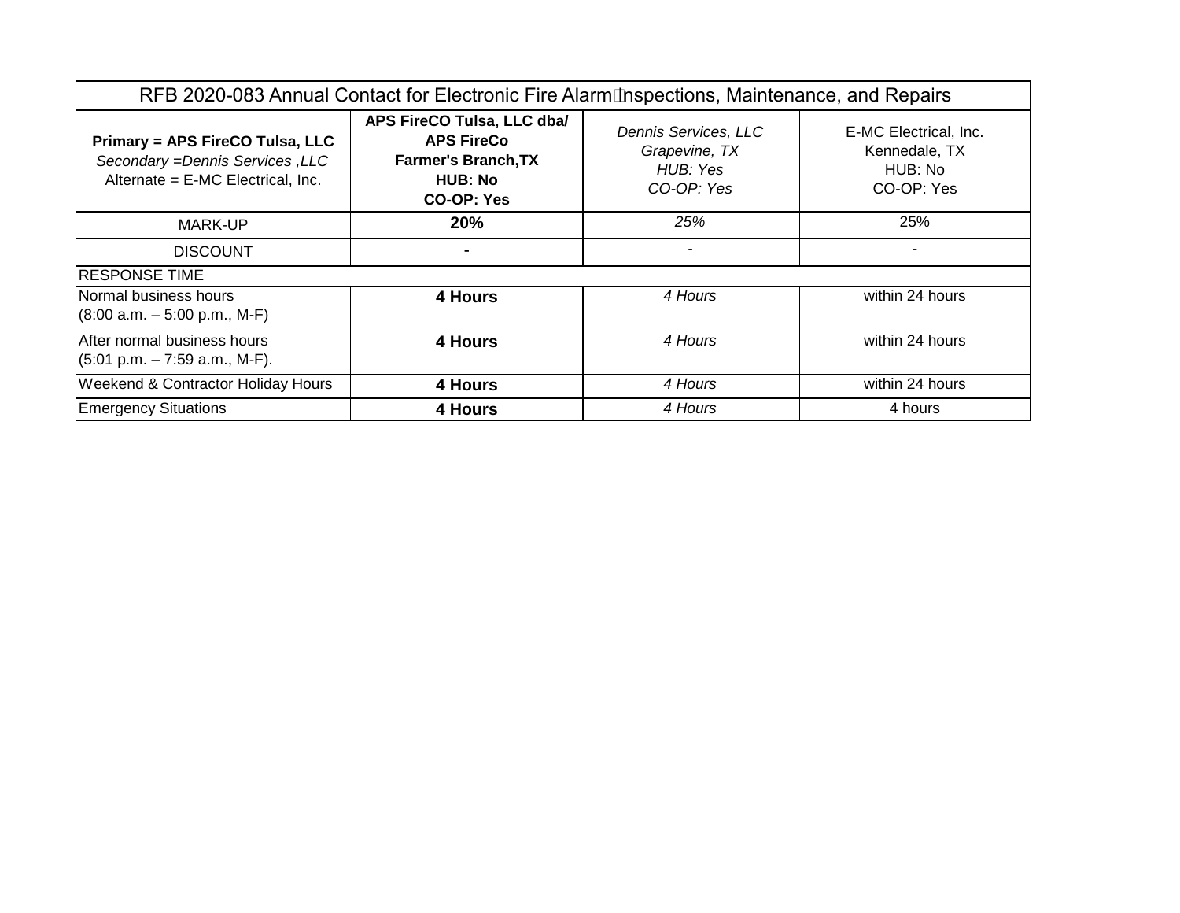| RFB 2020-083 Annual Contact for Electronic Fire Alarm Inspections, Maintenance, and Repairs | | | |
|---|---|---|---|
| **Primary = APS FireCO Tulsa, LLC**<br>*Secondary =Dennis Services ,LLC*<br>Alternate = E-MC Electrical, Inc. | **APS FireCO Tulsa, LLC dba/ APS FireCo Farmer's Branch,TX HUB: No CO-OP: Yes** | *Dennis Services, LLC Grapevine, TX HUB: Yes CO-OP: Yes* | E-MC Electrical, Inc. Kennedale, TX HUB: No CO-OP: Yes |
| MARK-UP | **20%** | *25%* | 25% |
| DISCOUNT | **-** | - | - |
| RESPONSE TIME | | | |
| Normal business hours (8:00 a.m. – 5:00 p.m., M-F) | **4 Hours** | *4 Hours* | within 24 hours |
| After normal business hours (5:01 p.m. – 7:59 a.m., M-F). | **4 Hours** | *4 Hours* | within 24 hours |
| Weekend & Contractor Holiday Hours | **4 Hours** | *4 Hours* | within 24 hours |
| Emergency Situations | **4 Hours** | *4 Hours* | 4 hours |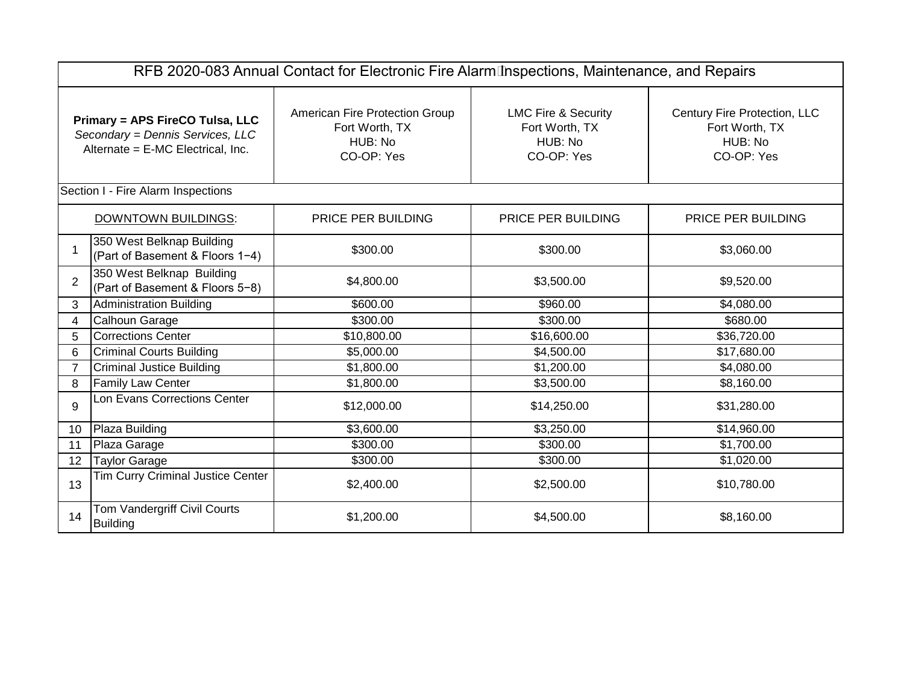| RFB 2020-083 Annual Contact for Electronic Fire Alarm Inspections, Maintenance, and Repairs | | | | |
|---|---|---|---|---|
| **Primary = APS FireCO Tulsa, LLC**<br>*Secondary = Dennis Services, LLC*<br>Alternate = E-MC Electrical, Inc. | | American Fire Protection Group<br>Fort Worth, TX<br>HUB: No<br>CO-OP: Yes | LMC Fire & Security<br>Fort Worth, TX<br>HUB: No<br>CO-OP: Yes | Century Fire Protection, LLC<br>Fort Worth, TX<br>HUB: No<br>CO-OP: Yes |
| Section I - Fire Alarm Inspections | | | | |
| DOWNTOWN BUILDINGS: | | PRICE PER BUILDING | PRICE PER BUILDING | PRICE PER BUILDING |
| 1 | 350 West Belknap Building (Part of Basement & Floors 1−4) | $300.00 | $300.00 | $3,060.00 |
| 2 | 350 West Belknap Building (Part of Basement & Floors 5−8) | $4,800.00 | $3,500.00 | $9,520.00 |
| 3 | Administration Building | $600.00 | $960.00 | $4,080.00 |
| 4 | Calhoun Garage | $300.00 | $300.00 | $680.00 |
| 5 | Corrections Center | $10,800.00 | $16,600.00 | $36,720.00 |
| 6 | Criminal Courts Building | $5,000.00 | $4,500.00 | $17,680.00 |
| 7 | Criminal Justice Building | $1,800.00 | $1,200.00 | $4,080.00 |
| 8 | Family Law Center | $1,800.00 | $3,500.00 | $8,160.00 |
| 9 | Lon Evans Corrections Center | $12,000.00 | $14,250.00 | $31,280.00 |
| 10 | Plaza Building | $3,600.00 | $3,250.00 | $14,960.00 |
| 11 | Plaza Garage | $300.00 | $300.00 | $1,700.00 |
| 12 | Taylor Garage | $300.00 | $300.00 | $1,020.00 |
| 13 | Tim Curry Criminal Justice Center | $2,400.00 | $2,500.00 | $10,780.00 |
| 14 | Tom Vandergriff Civil Courts Building | $1,200.00 | $4,500.00 | $8,160.00 |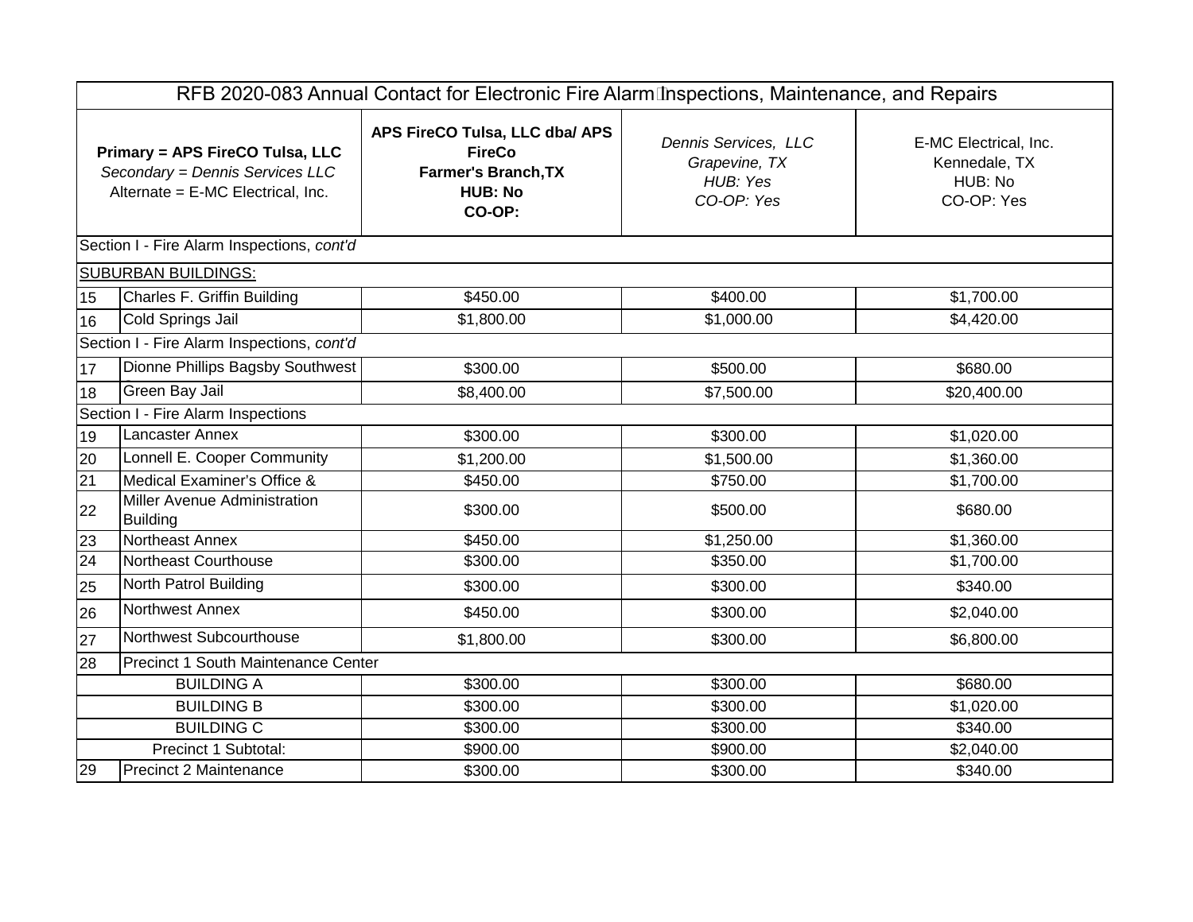| RFB 2020-083 Annual Contact for Electronic Fire Alarm Inspections, Maintenance, and Repairs | | | | |
|---|---|---|---|---|
| **Primary = APS FireCO Tulsa, LLC**<br>*Secondary = Dennis Services LLC*<br>Alternate = E-MC Electrical, Inc. | | **APS FireCO Tulsa, LLC dba/ APS FireCo**<br>**Farmer's Branch,TX**<br>**HUB: No**<br>**CO-OP:** | *Dennis Services, LLC*<br>*Grapevine, TX*<br>*HUB: Yes*<br>*CO-OP: Yes* | E-MC Electrical, Inc.<br>Kennedale, TX<br>HUB: No<br>CO-OP: Yes |
| Section I - Fire Alarm Inspections, *cont'd* | | | | |
| SUBURBAN BUILDINGS: | | | | |
| 15 | Charles F. Griffin Building | $450.00 | $400.00 | $1,700.00 |
| 16 | Cold Springs Jail | $1,800.00 | $1,000.00 | $4,420.00 |
| Section I - Fire Alarm Inspections, *cont'd* | | | | |
| 17 | Dionne Phillips Bagsby Southwest | $300.00 | $500.00 | $680.00 |
| 18 | Green Bay Jail | $8,400.00 | $7,500.00 | $20,400.00 |
| Section I - Fire Alarm Inspections | | | | |
| 19 | Lancaster Annex | $300.00 | $300.00 | $1,020.00 |
| 20 | Lonnell E. Cooper Community | $1,200.00 | $1,500.00 | $1,360.00 |
| 21 | Medical Examiner's Office & | $450.00 | $750.00 | $1,700.00 |
| 22 | Miller Avenue Administration Building | $300.00 | $500.00 | $680.00 |
| 23 | Northeast Annex | $450.00 | $1,250.00 | $1,360.00 |
| 24 | Northeast Courthouse | $300.00 | $350.00 | $1,700.00 |
| 25 | North Patrol Building | $300.00 | $300.00 | $340.00 |
| 26 | Northwest Annex | $450.00 | $300.00 | $2,040.00 |
| 27 | Northwest Subcourthouse | $1,800.00 | $300.00 | $6,800.00 |
| 28 | Precinct 1 South Maintenance Center | | | |
| BUILDING A | | $300.00 | $300.00 | $680.00 |
| BUILDING B | | $300.00 | $300.00 | $1,020.00 |
| BUILDING C | | $300.00 | $300.00 | $340.00 |
| Precinct 1 Subtotal: | | $900.00 | $900.00 | $2,040.00 |
| 29 | Precinct 2 Maintenance | $300.00 | $300.00 | $340.00 |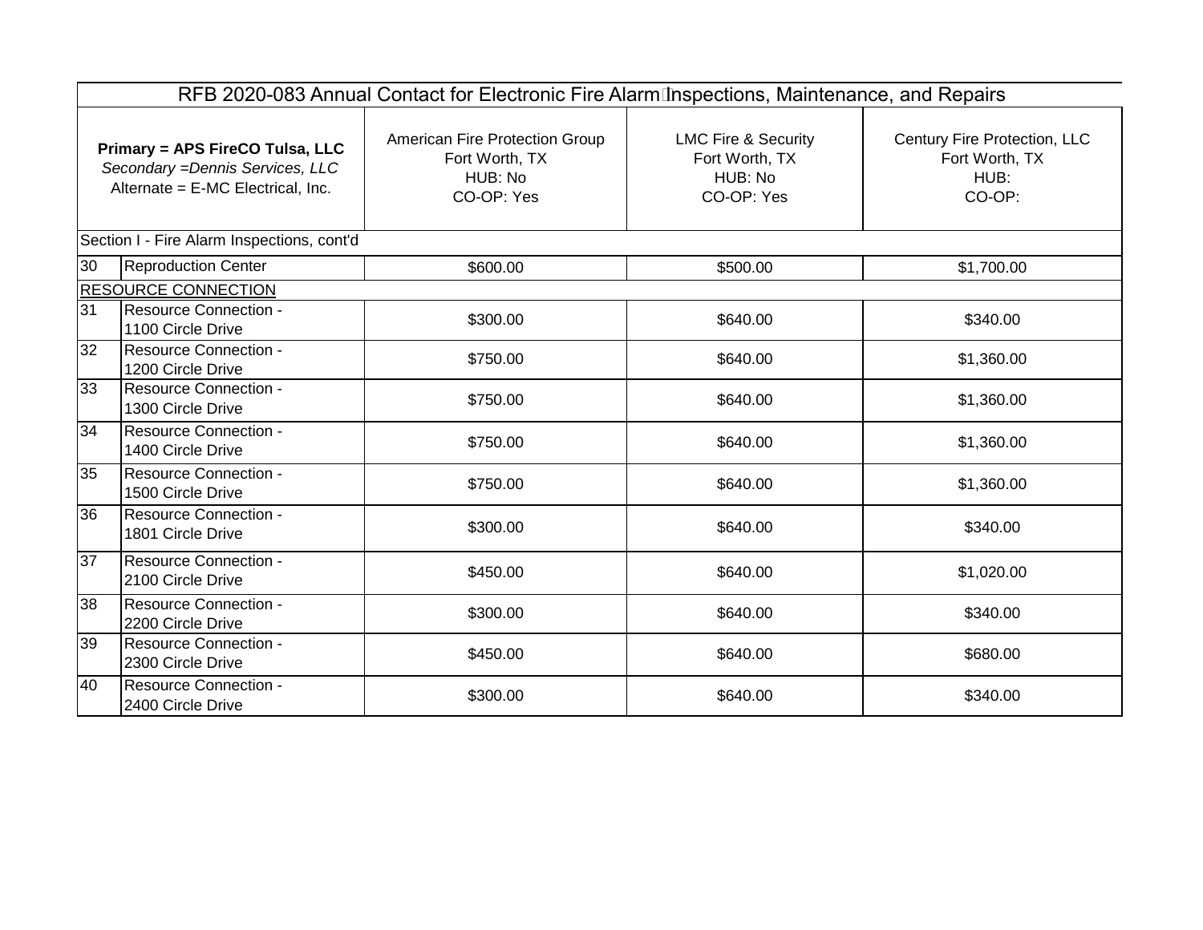| RFB 2020-083 Annual Contact for Electronic Fire Alarm Inspections, Maintenance, and Repairs | | | | |
|---|---|---|---|---|
| **Primary = APS FireCO Tulsa, LLC**<br>*Secondary =Dennis Services, LLC*<br>Alternate = E-MC Electrical, Inc. | | American Fire Protection Group<br>Fort Worth, TX<br>HUB: No<br>CO-OP: Yes | LMC Fire & Security<br>Fort Worth, TX<br>HUB: No<br>CO-OP: Yes | Century Fire Protection, LLC<br>Fort Worth, TX<br>HUB:<br>CO-OP: |
| Section I - Fire Alarm Inspections, cont'd | | | | |
| 30 | Reproduction Center | $600.00 | $500.00 | $1,700.00 |
| RESOURCE CONNECTION | | | | |
| 31 | Resource Connection - 1100 Circle Drive | $300.00 | $640.00 | $340.00 |
| 32 | Resource Connection - 1200 Circle Drive | $750.00 | $640.00 | $1,360.00 |
| 33 | Resource Connection - 1300 Circle Drive | $750.00 | $640.00 | $1,360.00 |
| 34 | Resource Connection - 1400 Circle Drive | $750.00 | $640.00 | $1,360.00 |
| 35 | Resource Connection - 1500 Circle Drive | $750.00 | $640.00 | $1,360.00 |
| 36 | Resource Connection - 1801 Circle Drive | $300.00 | $640.00 | $340.00 |
| 37 | Resource Connection - 2100 Circle Drive | $450.00 | $640.00 | $1,020.00 |
| 38 | Resource Connection - 2200 Circle Drive | $300.00 | $640.00 | $340.00 |
| 39 | Resource Connection - 2300 Circle Drive | $450.00 | $640.00 | $680.00 |
| 40 | Resource Connection - 2400 Circle Drive | $300.00 | $640.00 | $340.00 |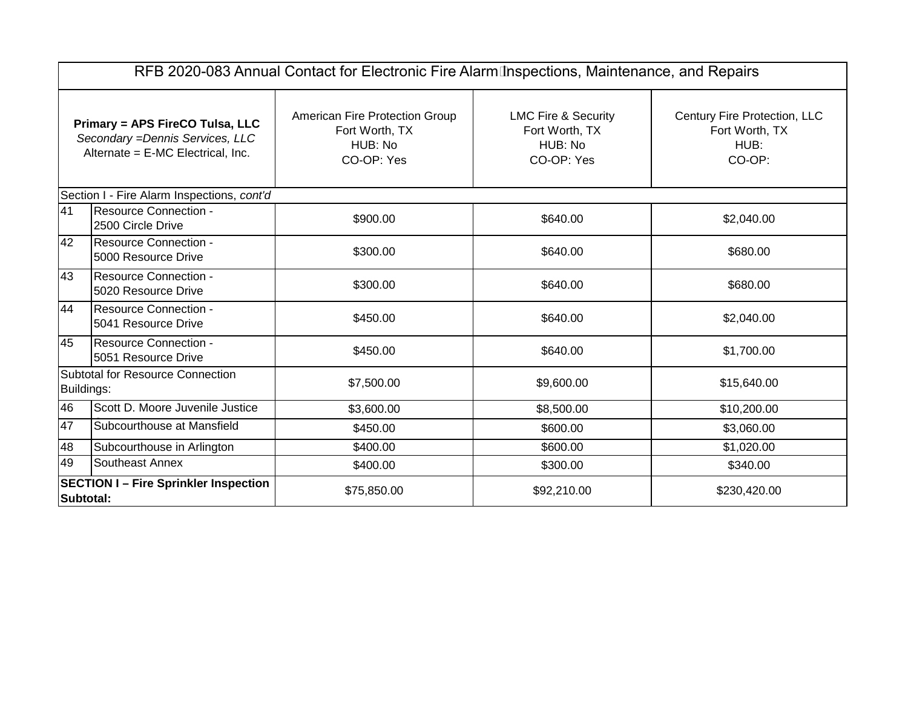| RFB 2020-083 Annual Contact for Electronic Fire Alarm Inspections, Maintenance, and Repairs | | | | |
|---|---|---|---|---|
| **Primary = APS FireCO Tulsa, LLC**<br>*Secondary =Dennis Services, LLC*<br>Alternate = E-MC Electrical, Inc. | | American Fire Protection Group<br>Fort Worth, TX<br>HUB: No<br>CO-OP: Yes | LMC Fire & Security<br>Fort Worth, TX<br>HUB: No<br>CO-OP: Yes | Century Fire Protection, LLC<br>Fort Worth, TX<br>HUB:<br>CO-OP: |
| Section I - Fire Alarm Inspections, *cont'd* | | | | |
| 41 | Resource Connection - 2500 Circle Drive | $900.00 | $640.00 | $2,040.00 |
| 42 | Resource Connection - 5000 Resource Drive | $300.00 | $640.00 | $680.00 |
| 43 | Resource Connection - 5020 Resource Drive | $300.00 | $640.00 | $680.00 |
| 44 | Resource Connection - 5041 Resource Drive | $450.00 | $640.00 | $2,040.00 |
| 45 | Resource Connection - 5051 Resource Drive | $450.00 | $640.00 | $1,700.00 |
| Subtotal for Resource Connection Buildings: | | $7,500.00 | $9,600.00 | $15,640.00 |
| 46 | Scott D. Moore Juvenile Justice | $3,600.00 | $8,500.00 | $10,200.00 |
| 47 | Subcourthouse at Mansfield | $450.00 | $600.00 | $3,060.00 |
| 48 | Subcourthouse in Arlington | $400.00 | $600.00 | $1,020.00 |
| 49 | Southeast Annex | $400.00 | $300.00 | $340.00 |
| **SECTION I – Fire Sprinkler Inspection Subtotal:** | | $75,850.00 | $92,210.00 | $230,420.00 |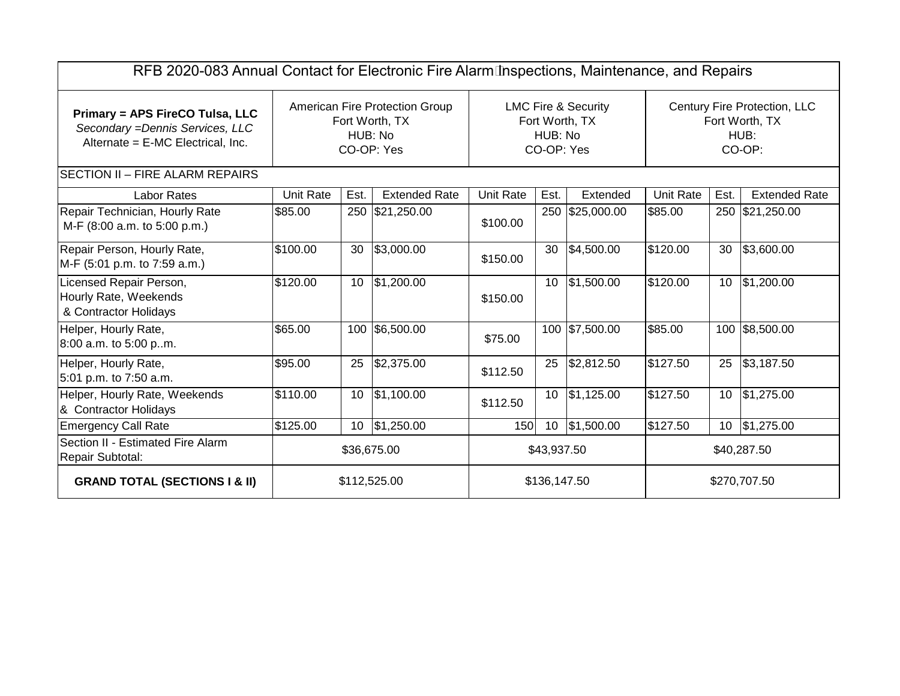| RFB 2020-083 Annual Contact for Electronic Fire Alarm Inspections, Maintenance, and Repairs | | | | | | | | | |
|---|---|---|---|---|---|---|---|---|---|
| **Primary = APS FireCO Tulsa, LLC**<br>*Secondary =Dennis Services, LLC*<br>Alternate = E-MC Electrical, Inc. | American Fire Protection Group<br>Fort Worth, TX<br>HUB: No<br>CO-OP: Yes | | | LMC Fire & Security<br>Fort Worth, TX<br>HUB: No<br>CO-OP: Yes | | | Century Fire Protection, LLC<br>Fort Worth, TX<br>HUB:<br>CO-OP: | | |
| SECTION II – FIRE ALARM REPAIRS | | | | | | | | | |
| Labor Rates | Unit Rate | Est. | Extended Rate | Unit Rate | Est. | Extended | Unit Rate | Est. | Extended Rate |
| Repair Technician, Hourly Rate<br>M-F (8:00 a.m. to 5:00 p.m.) | $85.00 | 250 | $21,250.00 | $100.00 | 250 | $25,000.00 | $85.00 | 250 | $21,250.00 |
| Repair Person, Hourly Rate,<br>M-F (5:01 p.m. to 7:59 a.m.) | $100.00 | 30 | $3,000.00 | $150.00 | 30 | $4,500.00 | $120.00 | 30 | $3,600.00 |
| Licensed Repair Person,<br>Hourly Rate, Weekends<br>& Contractor Holidays | $120.00 | 10 | $1,200.00 | $150.00 | 10 | $1,500.00 | $120.00 | 10 | $1,200.00 |
| Helper, Hourly Rate,<br>8:00 a.m. to 5:00 p..m. | $65.00 | 100 | $6,500.00 | $75.00 | 100 | $7,500.00 | $85.00 | 100 | $8,500.00 |
| Helper, Hourly Rate,<br>5:01 p.m. to 7:50 a.m. | $95.00 | 25 | $2,375.00 | $112.50 | 25 | $2,812.50 | $127.50 | 25 | $3,187.50 |
| Helper, Hourly Rate, Weekends<br>& Contractor Holidays | $110.00 | 10 | $1,100.00 | $112.50 | 10 | $1,125.00 | $127.50 | 10 | $1,275.00 |
| Emergency Call Rate | $125.00 | 10 | $1,250.00 | 150 | 10 | $1,500.00 | $127.50 | 10 | $1,275.00 |
| Section II - Estimated Fire Alarm Repair Subtotal: | $36,675.00 | | | $43,937.50 | | | $40,287.50 | | |
| **GRAND TOTAL (SECTIONS I & II)** | $112,525.00 | | | $136,147.50 | | | $270,707.50 | | |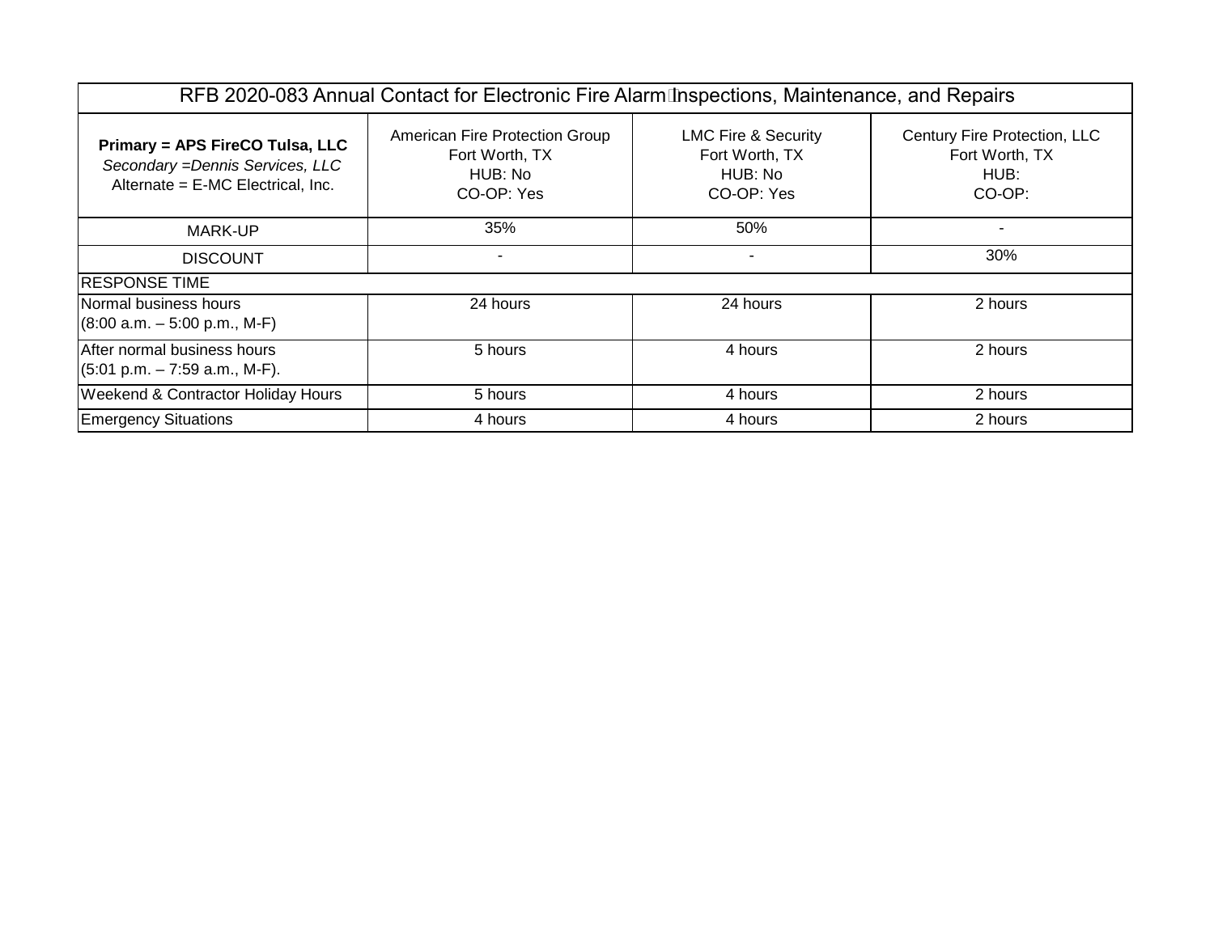| RFB 2020-083 Annual Contact for Electronic Fire Alarm Inspections, Maintenance, and Repairs | | | |
|---|---|---|---|
| **Primary = APS FireCO Tulsa, LLC**<br>*Secondary =Dennis Services, LLC*<br>Alternate = E-MC Electrical, Inc. | American Fire Protection Group<br>Fort Worth, TX<br>HUB: No<br>CO-OP: Yes | LMC Fire & Security<br>Fort Worth, TX<br>HUB: No<br>CO-OP: Yes | Century Fire Protection, LLC<br>Fort Worth, TX<br>HUB:<br>CO-OP: |
| MARK-UP | 35% | 50% | - |
| DISCOUNT | - | - | 30% |
| RESPONSE TIME | | | |
| Normal business hours<br>(8:00 a.m. – 5:00 p.m., M-F) | 24 hours | 24 hours | 2 hours |
| After normal business hours<br>(5:01 p.m. – 7:59 a.m., M-F). | 5 hours | 4 hours | 2 hours |
| Weekend & Contractor Holiday Hours | 5 hours | 4 hours | 2 hours |
| Emergency Situations | 4 hours | 4 hours | 2 hours |